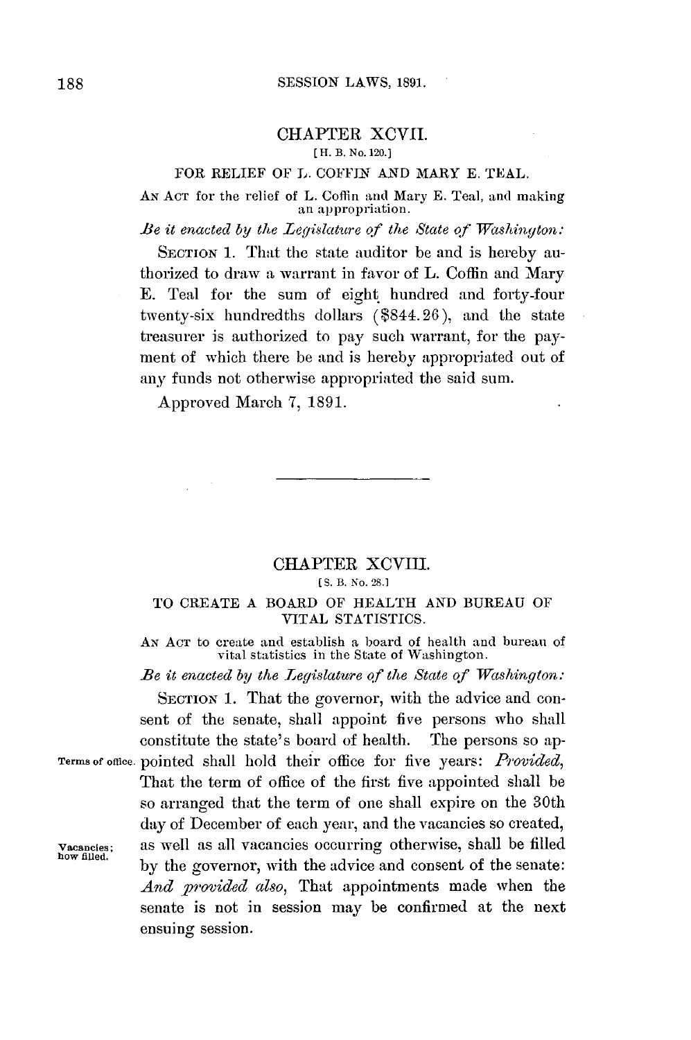## CHAPTER XCVII.

[H. B. No. 120.]

### FOR RELIEF OF L. COFFIN AND MARY E. TEAL.

AN ACT for the relief of L. Coffin and Mary E. Teal, and making an appropriation.

*Be it enacted by the Legislature of the State of Washington:*

SECTION 1. That the state auditor be and is hereby authorized to draw a warrant in favor of L. Coffin and Mary E. Teal for the sum of eight hundred and forty-four twenty-six hundredths dollars ($844.26), and the state treasurer is authorized to pay such warrant, for the payment of which there be and is hereby appropriated out of any funds not otherwise appropriated the said sum.

Approved March 7, 1891.

---

## CHAPTER XCVIII.

[S. B. No. 28.]

### TO CREATE A BOARD OF HEALTH AND BUREAU OF VITAL STATISTICS.

AN ACT to create and establish a board of health and bureau of vital statistics in the State of Washington.

*Be it enacted by the Legislature of the State of Washington:*

SECTION 1. That the governor, with the advice and consent of the senate, shall appoint five persons who shall constitute the state's board of health. The persons so appointed shall hold their office for five years: *Provided*, That the term of office of the first five appointed shall be so arranged that the term of one shall expire on the 30th day of December of each year, and the vacancies so created, as well as all vacancies occurring otherwise, shall be filled by the governor, with the advice and consent of the senate: *And provided also*, That appointments made when the senate is not in session may be confirmed at the next ensuing session.

Terms of office.

Vacancies; how filled.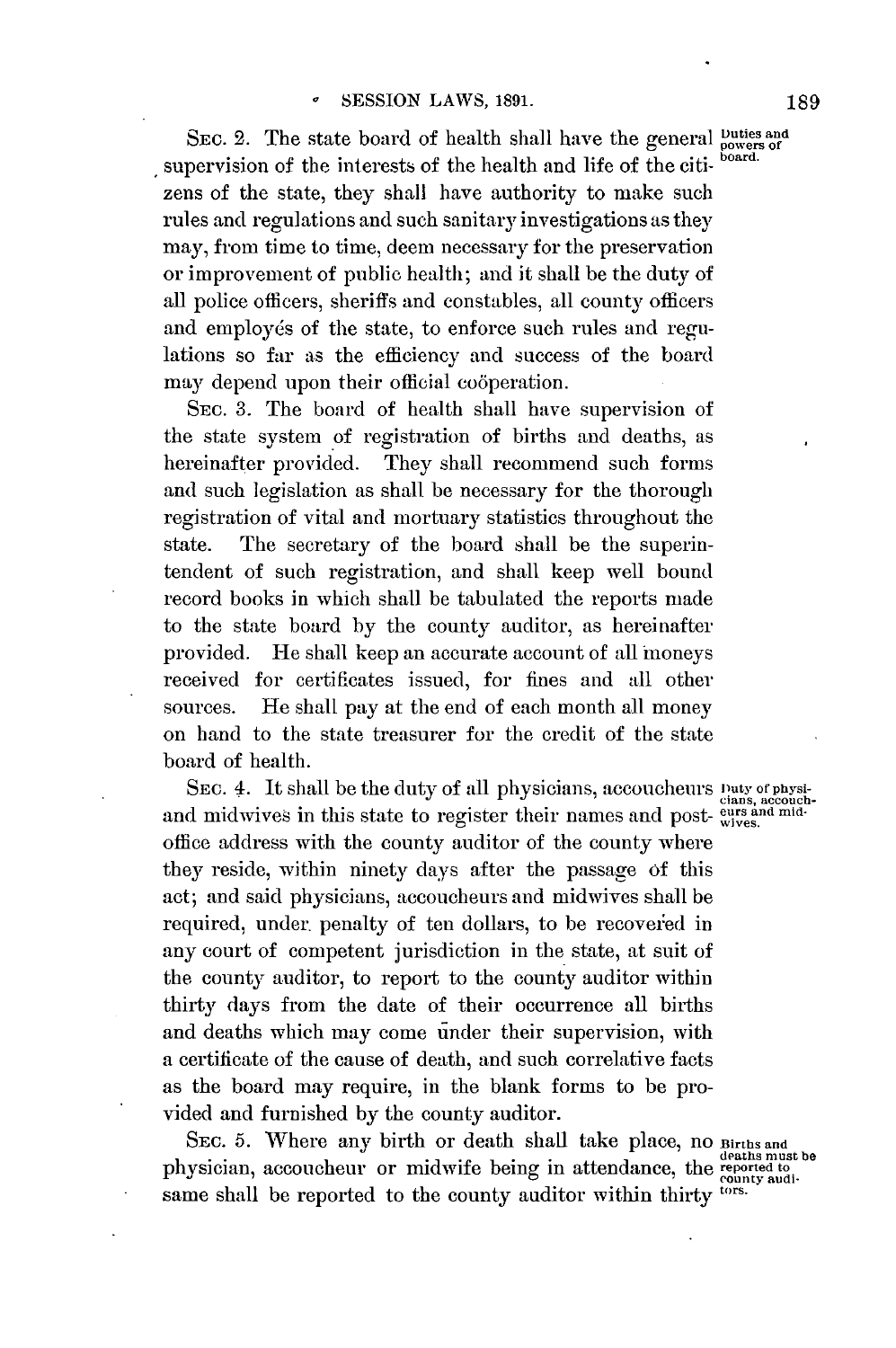SEC. 2. The state board of health shall have the general supervision of the interests of the health and life of the citizens of the state, they shall have authority to make such rules and regulations and such sanitary investigations as they may, from time to time, deem necessary for the preservation or improvement of public health; and it shall be the duty of all police officers, sheriffs and constables, all county officers and employés of the state, to enforce such rules and regulations so far as the efficiency and success of the board may depend upon their official coöperation.

*Duties and powers of board.*

SEC. 3. The board of health shall have supervision of the state system of registration of births and deaths, as hereinafter provided. They shall recommend such forms and such legislation as shall be necessary for the thorough registration of vital and mortuary statistics throughout the state. The secretary of the board shall be the superintendent of such registration, and shall keep well bound record books in which shall be tabulated the reports made to the state board by the county auditor, as hereinafter provided. He shall keep an accurate account of all moneys received for certificates issued, for fines and all other sources. He shall pay at the end of each month all money on hand to the state treasurer for the credit of the state board of health.

SEC. 4. It shall be the duty of all physicians, accoucheurs and midwives in this state to register their names and post-office address with the county auditor of the county where they reside, within ninety days after the passage of this act; and said physicians, accoucheurs and midwives shall be required, under penalty of ten dollars, to be recovered in any court of competent jurisdiction in the state, at suit of the county auditor, to report to the county auditor within thirty days from the date of their occurrence all births and deaths which may come under their supervision, with a certificate of the cause of death, and such correlative facts as the board may require, in the blank forms to be provided and furnished by the county auditor.

*Duty of physicians, accoucheurs and midwives.*

SEC. 5. Where any birth or death shall take place, no physician, accoucheur or midwife being in attendance, the same shall be reported to the county auditor within thirty

*Births and deaths must be reported to county auditors.*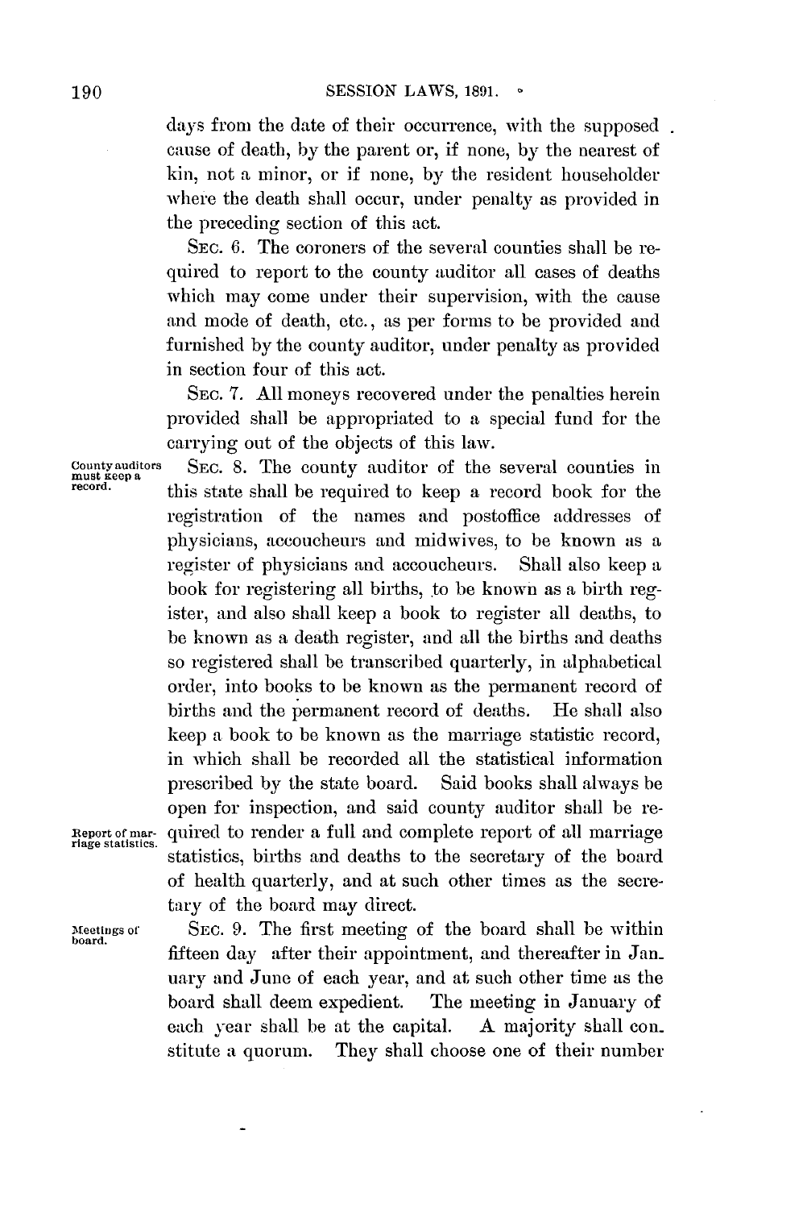days from the date of their occurrence, with the supposed cause of death, by the parent or, if none, by the nearest of kin, not a minor, or if none, by the resident householder where the death shall occur, under penalty as provided in the preceding section of this act.

SEC. 6. The coroners of the several counties shall be required to report to the county auditor all cases of deaths which may come under their supervision, with the cause and mode of death, etc., as per forms to be provided and furnished by the county auditor, under penalty as provided in section four of this act.

SEC. 7. All moneys recovered under the penalties herein provided shall be appropriated to a special fund for the carrying out of the objects of this law.

*County auditors must keep a record.*

SEC. 8. The county auditor of the several counties in this state shall be required to keep a record book for the registration of the names and postoffice addresses of physicians, accoucheurs and midwives, to be known as a register of physicians and accoucheurs. Shall also keep a book for registering all births, to be known as a birth register, and also shall keep a book to register all deaths, to be known as a death register, and all the births and deaths so registered shall be transcribed quarterly, in alphabetical order, into books to be known as the permanent record of births and the permanent record of deaths. He shall also keep a book to be known as the marriage statistic record, in which shall be recorded all the statistical information prescribed by the state board. Said books shall always be open for inspection, and said county auditor shall be required to render a full and complete report of all marriage statistics, births and deaths to the secretary of the board of health quarterly, and at such other times as the secretary of the board may direct.

*Report of marriage statistics.*

*Meetings of board.*

SEC. 9. The first meeting of the board shall be within fifteen day after their appointment, and thereafter in January and June of each year, and at such other time as the board shall deem expedient. The meeting in January of each year shall be at the capital. A majority shall constitute a quorum. They shall choose one of their number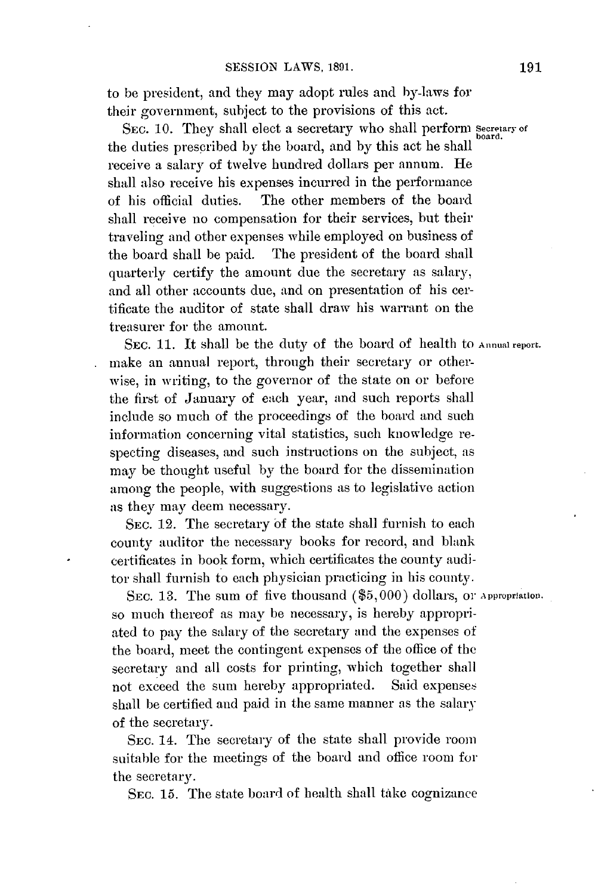to be president, and they may adopt rules and by-laws for their government, subject to the provisions of this act.

SEC. 10. They shall elect a secretary who shall perform the duties prescribed by the board, and by this act he shall receive a salary of twelve hundred dollars per annum. He shall also receive his expenses incurred in the performance of his official duties. The other members of the board shall receive no compensation for their services, but their traveling and other expenses while employed on business of the board shall be paid. The president of the board shall quarterly certify the amount due the secretary as salary, and all other accounts due, and on presentation of his certificate the auditor of state shall draw his warrant on the treasurer for the amount.

*Secretary of board.*

SEC. 11. It shall be the duty of the board of health to make an annual report, through their secretary or otherwise, in writing, to the governor of the state on or before the first of January of each year, and such reports shall include so much of the proceedings of the board and such information concerning vital statistics, such knowledge respecting diseases, and such instructions on the subject, as may be thought useful by the board for the dissemination among the people, with suggestions as to legislative action as they may deem necessary.

*Annual report.*

SEC. 12. The secretary of the state shall furnish to each county auditor the necessary books for record, and blank certificates in book form, which certificates the county auditor shall furnish to each physician practicing in his county.

SEC. 13. The sum of five thousand ($5,000) dollars, or so much thereof as may be necessary, is hereby appropriated to pay the salary of the secretary and the expenses of the board, meet the contingent expenses of the office of the secretary and all costs for printing, which together shall not exceed the sum hereby appropriated. Said expenses shall be certified and paid in the same manner as the salary of the secretary.

*Appropriation.*

SEC. 14. The secretary of the state shall provide room suitable for the meetings of the board and office room for the secretary.

SEC. 15. The state board of health shall take cognizance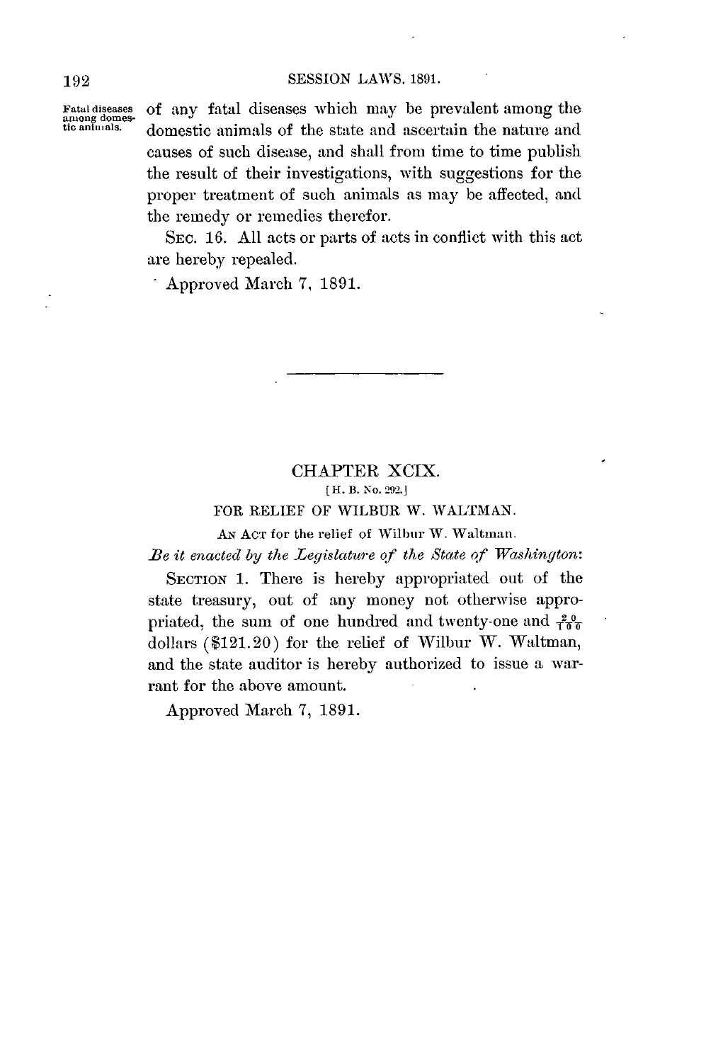of any fatal diseases which may be prevalent among the domestic animals of the state and ascertain the nature and causes of such disease, and shall from time to time publish the result of their investigations, with suggestions for the proper treatment of such animals as may be affected, and the remedy or remedies therefor.

SEC. 16. All acts or parts of acts in conflict with this act are hereby repealed.

Approved March 7, 1891.

---

## CHAPTER XCIX.

[H. B. No. 292.]

### FOR RELIEF OF WILBUR W. WALTMAN.

AN ACT for the relief of Wilbur W. Waltman.

*Be it enacted by the Legislature of the State of Washington:*

SECTION 1. There is hereby appropriated out of the state treasury, out of any money not otherwise appropriated, the sum of one hundred and twenty-one and $\frac{20}{100}$ dollars ($121.20) for the relief of Wilbur W. Waltman, and the state auditor is hereby authorized to issue a warrant for the above amount.

Approved March 7, 1891.